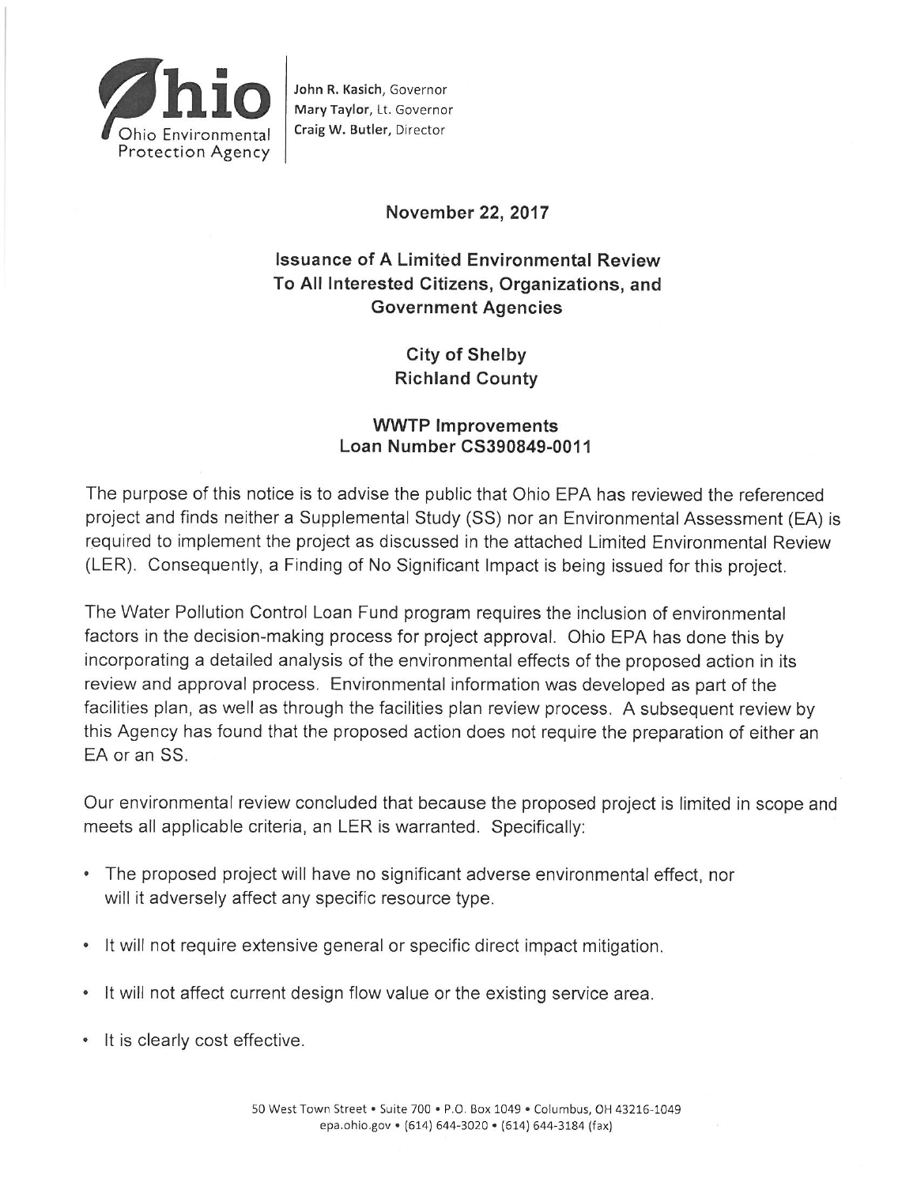Ohio Environmental Protection Agency

John R. Kasich, Governor
Mary Taylor, Lt. Governor
Craig W. Butler, Director

**November 22, 2017**

## Issuance of A Limited Environmental Review To All Interested Citizens, Organizations, and Government Agencies

### City of Shelby
### Richland County

### WWTP Improvements
### Loan Number CS390849-0011

The purpose of this notice is to advise the public that Ohio EPA has reviewed the referenced project and finds neither a Supplemental Study (SS) nor an Environmental Assessment (EA) is required to implement the project as discussed in the attached Limited Environmental Review (LER). Consequently, a Finding of No Significant Impact is being issued for this project.

The Water Pollution Control Loan Fund program requires the inclusion of environmental factors in the decision-making process for project approval. Ohio EPA has done this by incorporating a detailed analysis of the environmental effects of the proposed action in its review and approval process. Environmental information was developed as part of the facilities plan, as well as through the facilities plan review process. A subsequent review by this Agency has found that the proposed action does not require the preparation of either an EA or an SS.

Our environmental review concluded that because the proposed project is limited in scope and meets all applicable criteria, an LER is warranted. Specifically:

- The proposed project will have no significant adverse environmental effect, nor will it adversely affect any specific resource type.
- It will not require extensive general or specific direct impact mitigation.
- It will not affect current design flow value or the existing service area.
- It is clearly cost effective.

50 West Town Street • Suite 700 • P.O. Box 1049 • Columbus, OH 43216-1049
epa.ohio.gov • (614) 644-3020 • (614) 644-3184 (fax)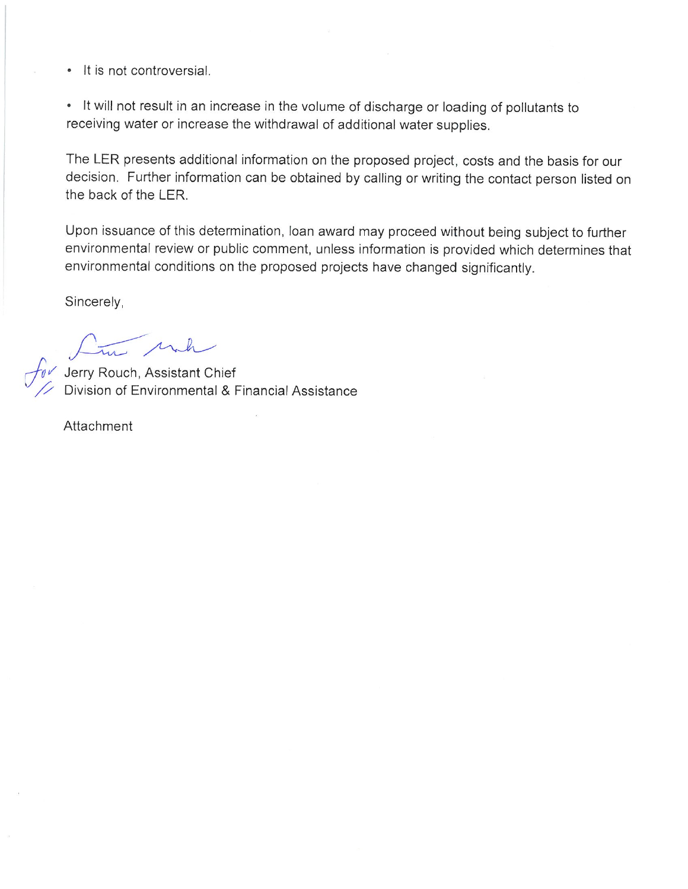- It is not controversial.

- It will not result in an increase in the volume of discharge or loading of pollutants to receiving water or increase the withdrawal of additional water supplies.

The LER presents additional information on the proposed project, costs and the basis for our decision. Further information can be obtained by calling or writing the contact person listed on the back of the LER.

Upon issuance of this determination, loan award may proceed without being subject to further environmental review or public comment, unless information is provided which determines that environmental conditions on the proposed projects have changed significantly.

Sincerely,

for Jerry Rouch, Assistant Chief
Division of Environmental & Financial Assistance

Attachment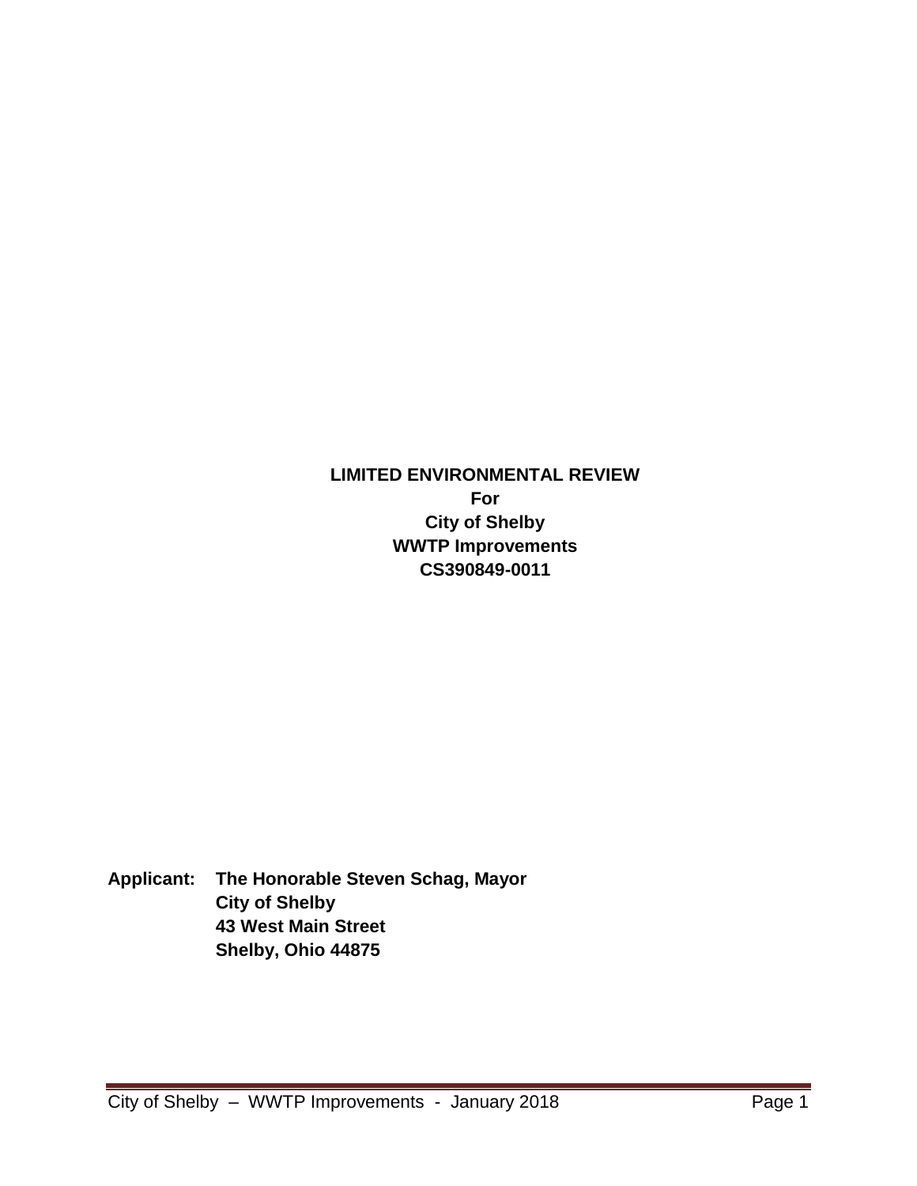**LIMITED ENVIRONMENTAL REVIEW**
**For**
**City of Shelby**
**WWTP Improvements**
**CS390849-0011**

**Applicant: The Honorable Steven Schag, Mayor**
**City of Shelby**
**43 West Main Street**
**Shelby, Ohio 44875**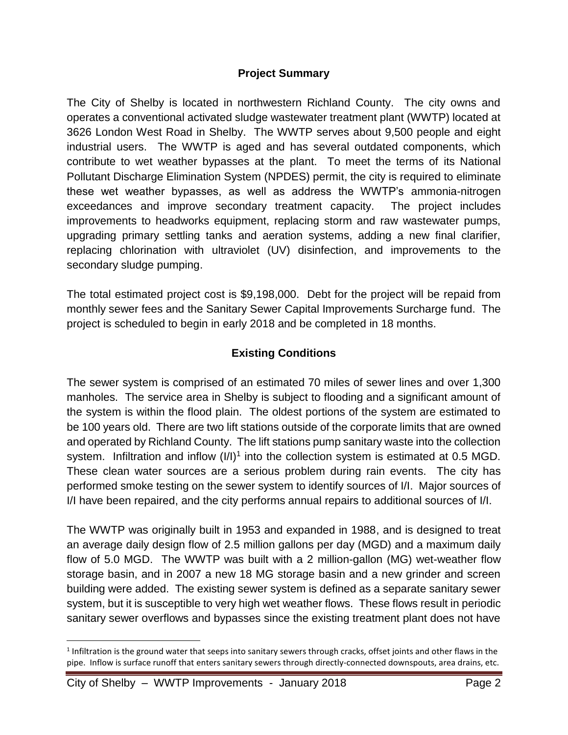## Project Summary

The City of Shelby is located in northwestern Richland County. The city owns and operates a conventional activated sludge wastewater treatment plant (WWTP) located at 3626 London West Road in Shelby. The WWTP serves about 9,500 people and eight industrial users. The WWTP is aged and has several outdated components, which contribute to wet weather bypasses at the plant. To meet the terms of its National Pollutant Discharge Elimination System (NPDES) permit, the city is required to eliminate these wet weather bypasses, as well as address the WWTP's ammonia-nitrogen exceedances and improve secondary treatment capacity. The project includes improvements to headworks equipment, replacing storm and raw wastewater pumps, upgrading primary settling tanks and aeration systems, adding a new final clarifier, replacing chlorination with ultraviolet (UV) disinfection, and improvements to the secondary sludge pumping.

The total estimated project cost is $9,198,000. Debt for the project will be repaid from monthly sewer fees and the Sanitary Sewer Capital Improvements Surcharge fund. The project is scheduled to begin in early 2018 and be completed in 18 months.

## Existing Conditions

The sewer system is comprised of an estimated 70 miles of sewer lines and over 1,300 manholes. The service area in Shelby is subject to flooding and a significant amount of the system is within the flood plain. The oldest portions of the system are estimated to be 100 years old. There are two lift stations outside of the corporate limits that are owned and operated by Richland County. The lift stations pump sanitary waste into the collection system. Infiltration and inflow (I/I)[1] into the collection system is estimated at 0.5 MGD. These clean water sources are a serious problem during rain events. The city has performed smoke testing on the sewer system to identify sources of I/I. Major sources of I/I have been repaired, and the city performs annual repairs to additional sources of I/I.

The WWTP was originally built in 1953 and expanded in 1988, and is designed to treat an average daily design flow of 2.5 million gallons per day (MGD) and a maximum daily flow of 5.0 MGD. The WWTP was built with a 2 million-gallon (MG) wet-weather flow storage basin, and in 2007 a new 18 MG storage basin and a new grinder and screen building were added. The existing sewer system is defined as a separate sanitary sewer system, but it is susceptible to very high wet weather flows. These flows result in periodic sanitary sewer overflows and bypasses since the existing treatment plant does not have

[1] Infiltration is the ground water that seeps into sanitary sewers through cracks, offset joints and other flaws in the pipe. Inflow is surface runoff that enters sanitary sewers through directly-connected downspouts, area drains, etc.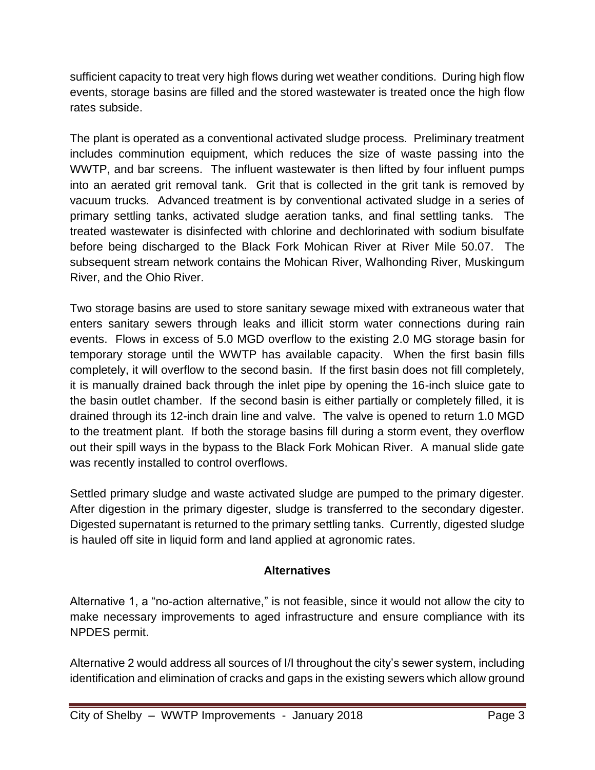sufficient capacity to treat very high flows during wet weather conditions. During high flow events, storage basins are filled and the stored wastewater is treated once the high flow rates subside.

The plant is operated as a conventional activated sludge process. Preliminary treatment includes comminution equipment, which reduces the size of waste passing into the WWTP, and bar screens. The influent wastewater is then lifted by four influent pumps into an aerated grit removal tank. Grit that is collected in the grit tank is removed by vacuum trucks. Advanced treatment is by conventional activated sludge in a series of primary settling tanks, activated sludge aeration tanks, and final settling tanks. The treated wastewater is disinfected with chlorine and dechlorinated with sodium bisulfate before being discharged to the Black Fork Mohican River at River Mile 50.07. The subsequent stream network contains the Mohican River, Walhonding River, Muskingum River, and the Ohio River.

Two storage basins are used to store sanitary sewage mixed with extraneous water that enters sanitary sewers through leaks and illicit storm water connections during rain events. Flows in excess of 5.0 MGD overflow to the existing 2.0 MG storage basin for temporary storage until the WWTP has available capacity. When the first basin fills completely, it will overflow to the second basin. If the first basin does not fill completely, it is manually drained back through the inlet pipe by opening the 16-inch sluice gate to the basin outlet chamber. If the second basin is either partially or completely filled, it is drained through its 12-inch drain line and valve. The valve is opened to return 1.0 MGD to the treatment plant. If both the storage basins fill during a storm event, they overflow out their spill ways in the bypass to the Black Fork Mohican River. A manual slide gate was recently installed to control overflows.

Settled primary sludge and waste activated sludge are pumped to the primary digester. After digestion in the primary digester, sludge is transferred to the secondary digester. Digested supernatant is returned to the primary settling tanks. Currently, digested sludge is hauled off site in liquid form and land applied at agronomic rates.

## Alternatives

Alternative 1, a "no-action alternative," is not feasible, since it would not allow the city to make necessary improvements to aged infrastructure and ensure compliance with its NPDES permit.

Alternative 2 would address all sources of I/I throughout the city's sewer system, including identification and elimination of cracks and gaps in the existing sewers which allow ground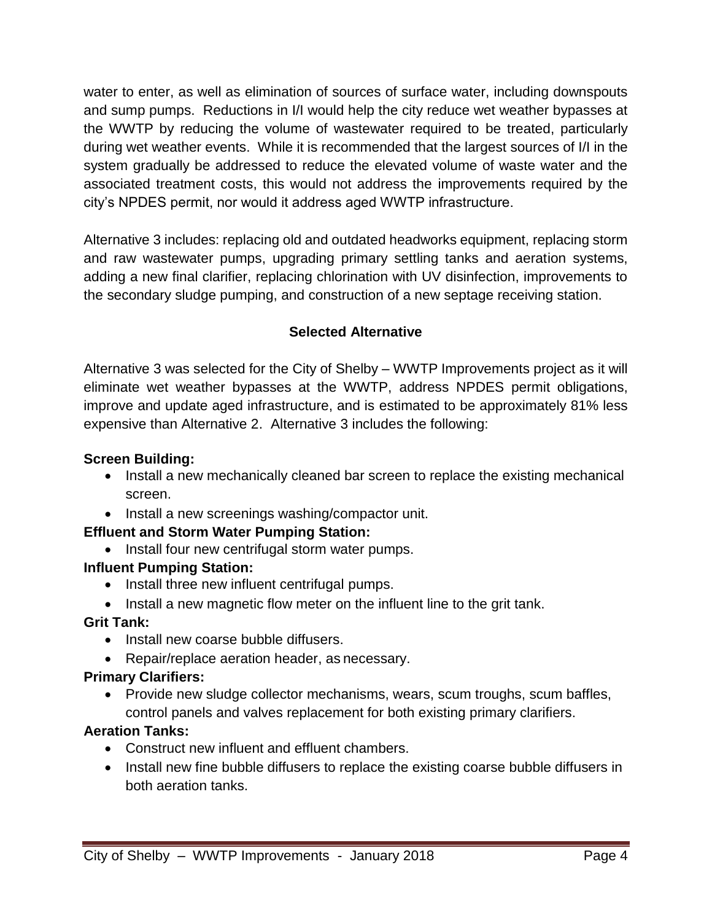water to enter, as well as elimination of sources of surface water, including downspouts and sump pumps. Reductions in I/I would help the city reduce wet weather bypasses at the WWTP by reducing the volume of wastewater required to be treated, particularly during wet weather events. While it is recommended that the largest sources of I/I in the system gradually be addressed to reduce the elevated volume of waste water and the associated treatment costs, this would not address the improvements required by the city's NPDES permit, nor would it address aged WWTP infrastructure.

Alternative 3 includes: replacing old and outdated headworks equipment, replacing storm and raw wastewater pumps, upgrading primary settling tanks and aeration systems, adding a new final clarifier, replacing chlorination with UV disinfection, improvements to the secondary sludge pumping, and construction of a new septage receiving station.

## Selected Alternative

Alternative 3 was selected for the City of Shelby – WWTP Improvements project as it will eliminate wet weather bypasses at the WWTP, address NPDES permit obligations, improve and update aged infrastructure, and is estimated to be approximately 81% less expensive than Alternative 2. Alternative 3 includes the following:

**Screen Building:**

- Install a new mechanically cleaned bar screen to replace the existing mechanical screen.
- Install a new screenings washing/compactor unit.

**Effluent and Storm Water Pumping Station:**

- Install four new centrifugal storm water pumps.

**Influent Pumping Station:**

- Install three new influent centrifugal pumps.
- Install a new magnetic flow meter on the influent line to the grit tank.

**Grit Tank:**

- Install new coarse bubble diffusers.
- Repair/replace aeration header, as necessary.

**Primary Clarifiers:**

- Provide new sludge collector mechanisms, wears, scum troughs, scum baffles, control panels and valves replacement for both existing primary clarifiers.

**Aeration Tanks:**

- Construct new influent and effluent chambers.
- Install new fine bubble diffusers to replace the existing coarse bubble diffusers in both aeration tanks.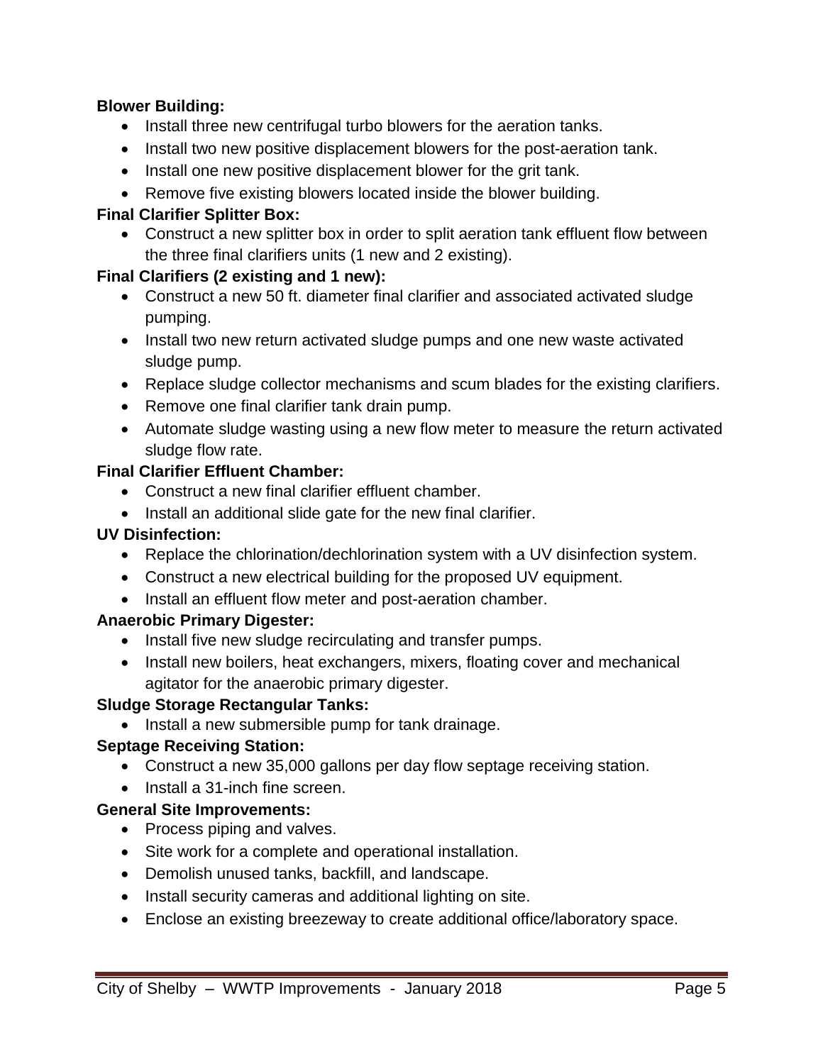**Blower Building:**

- Install three new centrifugal turbo blowers for the aeration tanks.
- Install two new positive displacement blowers for the post-aeration tank.
- Install one new positive displacement blower for the grit tank.
- Remove five existing blowers located inside the blower building.

**Final Clarifier Splitter Box:**

- Construct a new splitter box in order to split aeration tank effluent flow between the three final clarifiers units (1 new and 2 existing).

**Final Clarifiers (2 existing and 1 new):**

- Construct a new 50 ft. diameter final clarifier and associated activated sludge pumping.
- Install two new return activated sludge pumps and one new waste activated sludge pump.
- Replace sludge collector mechanisms and scum blades for the existing clarifiers.
- Remove one final clarifier tank drain pump.
- Automate sludge wasting using a new flow meter to measure the return activated sludge flow rate.

**Final Clarifier Effluent Chamber:**

- Construct a new final clarifier effluent chamber.
- Install an additional slide gate for the new final clarifier.

**UV Disinfection:**

- Replace the chlorination/dechlorination system with a UV disinfection system.
- Construct a new electrical building for the proposed UV equipment.
- Install an effluent flow meter and post-aeration chamber.

**Anaerobic Primary Digester:**

- Install five new sludge recirculating and transfer pumps.
- Install new boilers, heat exchangers, mixers, floating cover and mechanical agitator for the anaerobic primary digester.

**Sludge Storage Rectangular Tanks:**

- Install a new submersible pump for tank drainage.

**Septage Receiving Station:**

- Construct a new 35,000 gallons per day flow septage receiving station.
- Install a 31-inch fine screen.

**General Site Improvements:**

- Process piping and valves.
- Site work for a complete and operational installation.
- Demolish unused tanks, backfill, and landscape.
- Install security cameras and additional lighting on site.
- Enclose an existing breezeway to create additional office/laboratory space.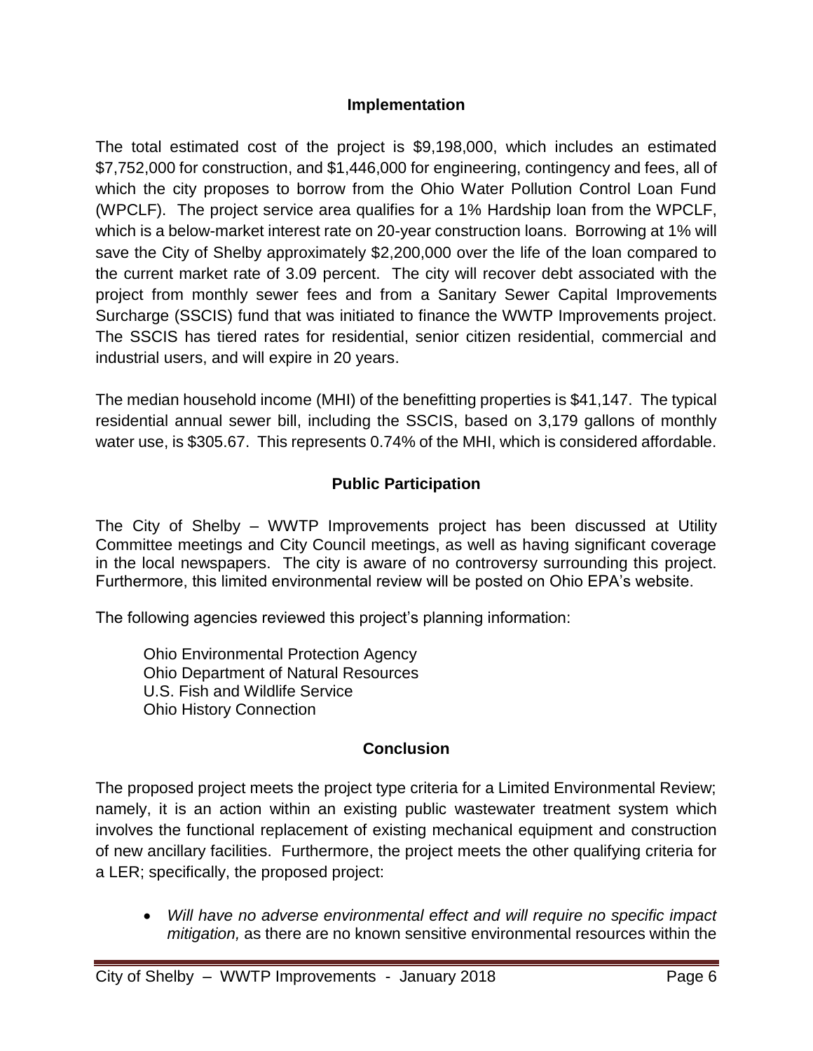## Implementation

The total estimated cost of the project is $9,198,000, which includes an estimated $7,752,000 for construction, and $1,446,000 for engineering, contingency and fees, all of which the city proposes to borrow from the Ohio Water Pollution Control Loan Fund (WPCLF). The project service area qualifies for a 1% Hardship loan from the WPCLF, which is a below-market interest rate on 20-year construction loans. Borrowing at 1% will save the City of Shelby approximately $2,200,000 over the life of the loan compared to the current market rate of 3.09 percent. The city will recover debt associated with the project from monthly sewer fees and from a Sanitary Sewer Capital Improvements Surcharge (SSCIS) fund that was initiated to finance the WWTP Improvements project. The SSCIS has tiered rates for residential, senior citizen residential, commercial and industrial users, and will expire in 20 years.

The median household income (MHI) of the benefitting properties is $41,147. The typical residential annual sewer bill, including the SSCIS, based on 3,179 gallons of monthly water use, is $305.67. This represents 0.74% of the MHI, which is considered affordable.

## Public Participation

The City of Shelby – WWTP Improvements project has been discussed at Utility Committee meetings and City Council meetings, as well as having significant coverage in the local newspapers. The city is aware of no controversy surrounding this project. Furthermore, this limited environmental review will be posted on Ohio EPA's website.

The following agencies reviewed this project's planning information:

Ohio Environmental Protection Agency
Ohio Department of Natural Resources
U.S. Fish and Wildlife Service
Ohio History Connection

## Conclusion

The proposed project meets the project type criteria for a Limited Environmental Review; namely, it is an action within an existing public wastewater treatment system which involves the functional replacement of existing mechanical equipment and construction of new ancillary facilities. Furthermore, the project meets the other qualifying criteria for a LER; specifically, the proposed project:

- *Will have no adverse environmental effect and will require no specific impact mitigation,* as there are no known sensitive environmental resources within the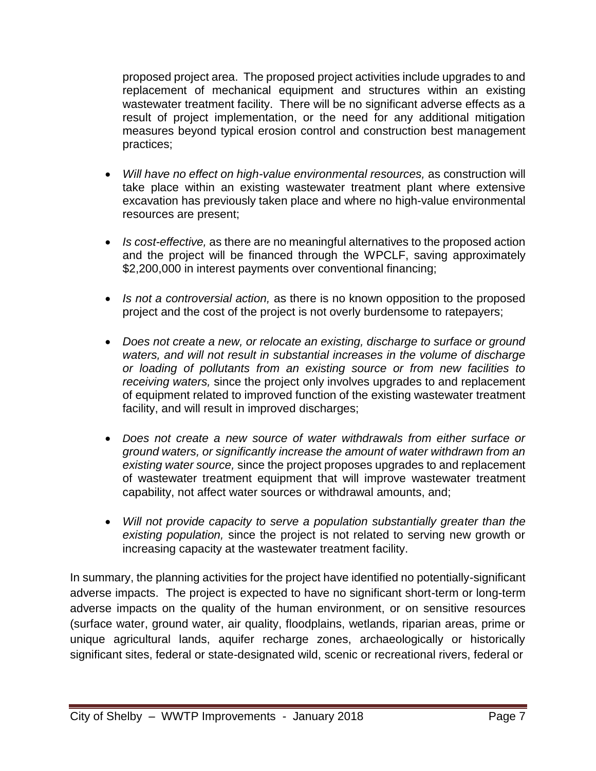proposed project area. The proposed project activities include upgrades to and replacement of mechanical equipment and structures within an existing wastewater treatment facility. There will be no significant adverse effects as a result of project implementation, or the need for any additional mitigation measures beyond typical erosion control and construction best management practices;

- *Will have no effect on high-value environmental resources,* as construction will take place within an existing wastewater treatment plant where extensive excavation has previously taken place and where no high-value environmental resources are present;

- *Is cost-effective,* as there are no meaningful alternatives to the proposed action and the project will be financed through the WPCLF, saving approximately $2,200,000 in interest payments over conventional financing;

- *Is not a controversial action,* as there is no known opposition to the proposed project and the cost of the project is not overly burdensome to ratepayers;

- *Does not create a new, or relocate an existing, discharge to surface or ground waters, and will not result in substantial increases in the volume of discharge or loading of pollutants from an existing source or from new facilities to receiving waters,* since the project only involves upgrades to and replacement of equipment related to improved function of the existing wastewater treatment facility, and will result in improved discharges;

- *Does not create a new source of water withdrawals from either surface or ground waters, or significantly increase the amount of water withdrawn from an existing water source,* since the project proposes upgrades to and replacement of wastewater treatment equipment that will improve wastewater treatment capability, not affect water sources or withdrawal amounts, and;

- *Will not provide capacity to serve a population substantially greater than the existing population,* since the project is not related to serving new growth or increasing capacity at the wastewater treatment facility.

In summary, the planning activities for the project have identified no potentially-significant adverse impacts. The project is expected to have no significant short-term or long-term adverse impacts on the quality of the human environment, or on sensitive resources (surface water, ground water, air quality, floodplains, wetlands, riparian areas, prime or unique agricultural lands, aquifer recharge zones, archaeologically or historically significant sites, federal or state-designated wild, scenic or recreational rivers, federal or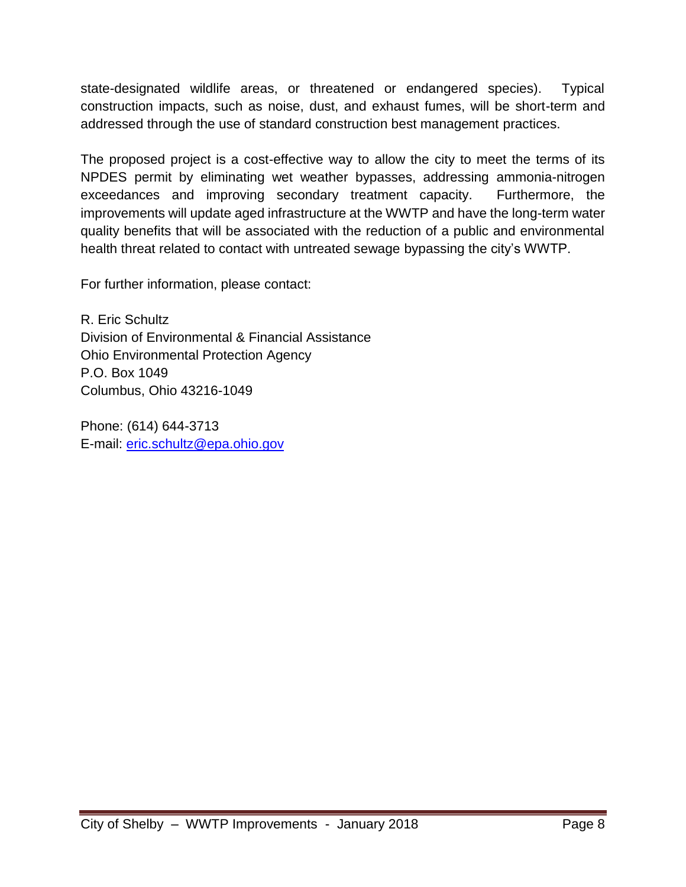state-designated wildlife areas, or threatened or endangered species). Typical construction impacts, such as noise, dust, and exhaust fumes, will be short-term and addressed through the use of standard construction best management practices.

The proposed project is a cost-effective way to allow the city to meet the terms of its NPDES permit by eliminating wet weather bypasses, addressing ammonia-nitrogen exceedances and improving secondary treatment capacity. Furthermore, the improvements will update aged infrastructure at the WWTP and have the long-term water quality benefits that will be associated with the reduction of a public and environmental health threat related to contact with untreated sewage bypassing the city's WWTP.

For further information, please contact:

R. Eric Schultz
Division of Environmental & Financial Assistance
Ohio Environmental Protection Agency
P.O. Box 1049
Columbus, Ohio 43216-1049

Phone: (614) 644-3713
E-mail: eric.schultz@epa.ohio.gov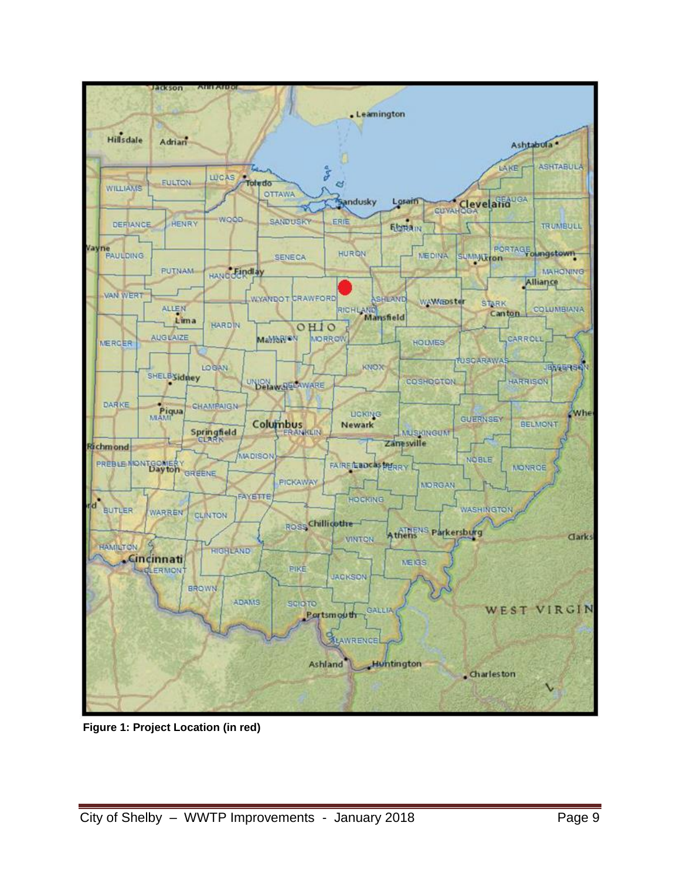**Figure 1: Project Location (in red)**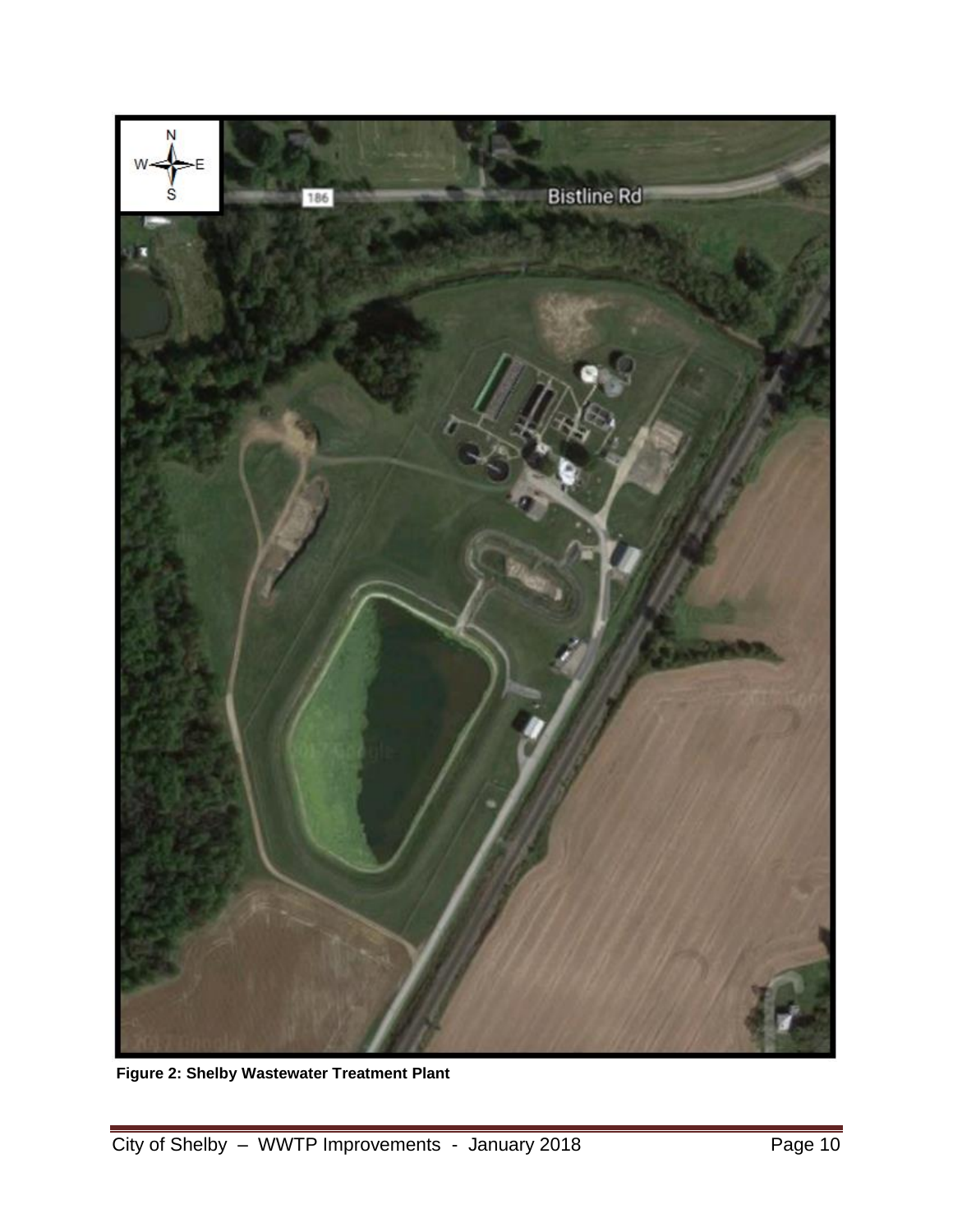Figure 2: Shelby Wastewater Treatment Plant